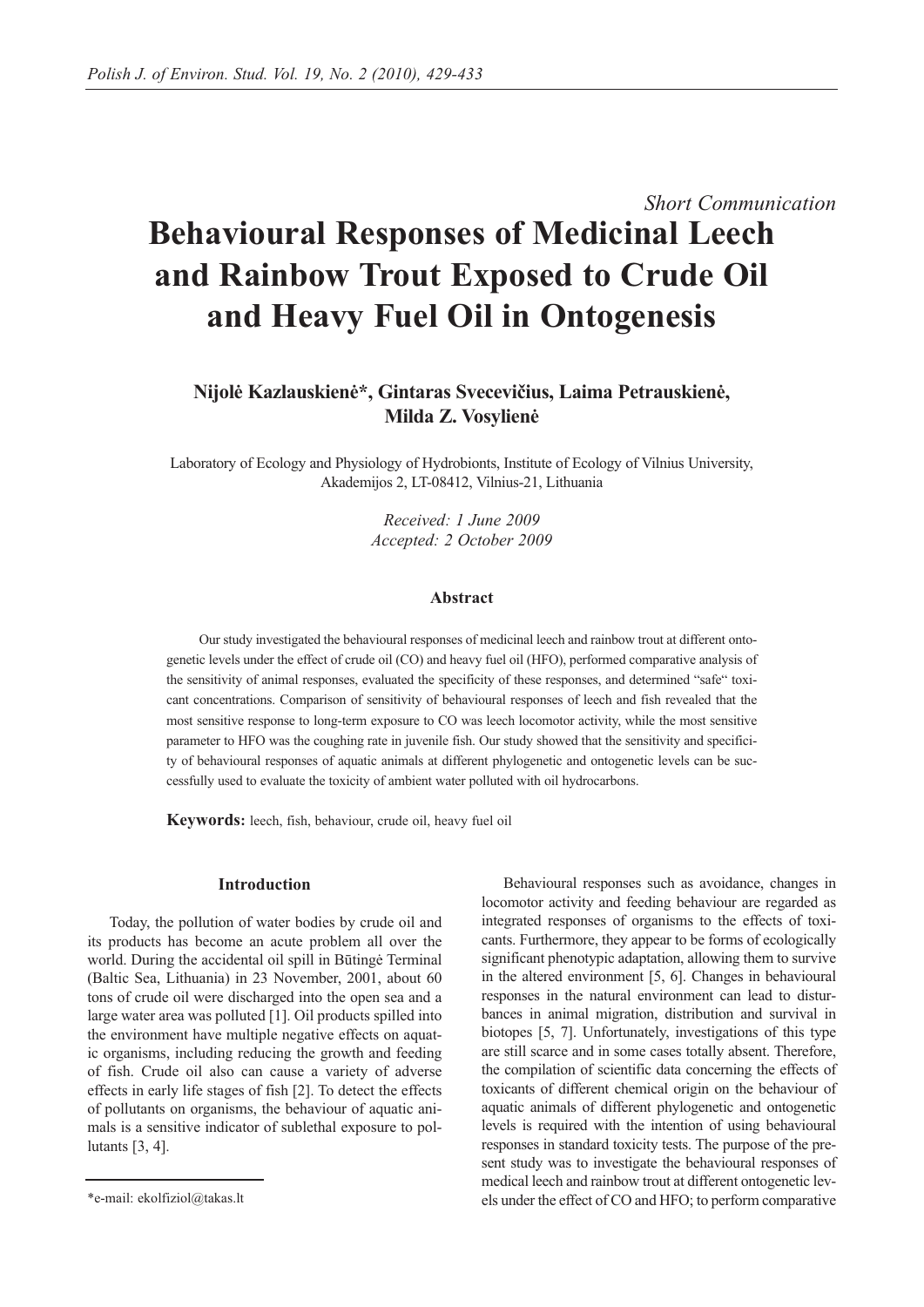*Short Communication*

# Behavioural Responses of Medicinal Leech and Rainbow Trout Exposed to Crude Oil and Heavy Fuel Oil in Ontogenesis

**Nijolė Kazlauskienė*, Gintaras Svecevičius, Laima Petrauskienė, Milda Z. Vosylienė**

Laboratory of Ecology and Physiology of Hydrobionts, Institute of Ecology of Vilnius University, Akademijos 2, LT-08412, Vilnius-21, Lithuania

*Received: 1 June 2009*
*Accepted: 2 October 2009*

### Abstract

Our study investigated the behavioural responses of medicinal leech and rainbow trout at different ontogenetic levels under the effect of crude oil (CO) and heavy fuel oil (HFO), performed comparative analysis of the sensitivity of animal responses, evaluated the specificity of these responses, and determined "safe" toxicant concentrations. Comparison of sensitivity of behavioural responses of leech and fish revealed that the most sensitive response to long-term exposure to CO was leech locomotor activity, while the most sensitive parameter to HFO was the coughing rate in juvenile fish. Our study showed that the sensitivity and specificity of behavioural responses of aquatic animals at different phylogenetic and ontogenetic levels can be successfully used to evaluate the toxicity of ambient water polluted with oil hydrocarbons.

**Keywords:** leech, fish, behaviour, crude oil, heavy fuel oil

## Introduction

Today, the pollution of water bodies by crude oil and its products has become an acute problem all over the world. During the accidental oil spill in Būtingė Terminal (Baltic Sea, Lithuania) in 23 November, 2001, about 60 tons of crude oil were discharged into the open sea and a large water area was polluted [1]. Oil products spilled into the environment have multiple negative effects on aquatic organisms, including reducing the growth and feeding of fish. Crude oil also can cause a variety of adverse effects in early life stages of fish [2]. To detect the effects of pollutants on organisms, the behaviour of aquatic animals is a sensitive indicator of sublethal exposure to pollutants [3, 4].

Behavioural responses such as avoidance, changes in locomotor activity and feeding behaviour are regarded as integrated responses of organisms to the effects of toxicants. Furthermore, they appear to be forms of ecologically significant phenotypic adaptation, allowing them to survive in the altered environment [5, 6]. Changes in behavioural responses in the natural environment can lead to disturbances in animal migration, distribution and survival in biotopes [5, 7]. Unfortunately, investigations of this type are still scarce and in some cases totally absent. Therefore, the compilation of scientific data concerning the effects of toxicants of different chemical origin on the behaviour of aquatic animals of different phylogenetic and ontogenetic levels is required with the intention of using behavioural responses in standard toxicity tests. The purpose of the present study was to investigate the behavioural responses of medical leech and rainbow trout at different ontogenetic levels under the effect of CO and HFO; to perform comparative

*e-mail: ekolfiziol@takas.lt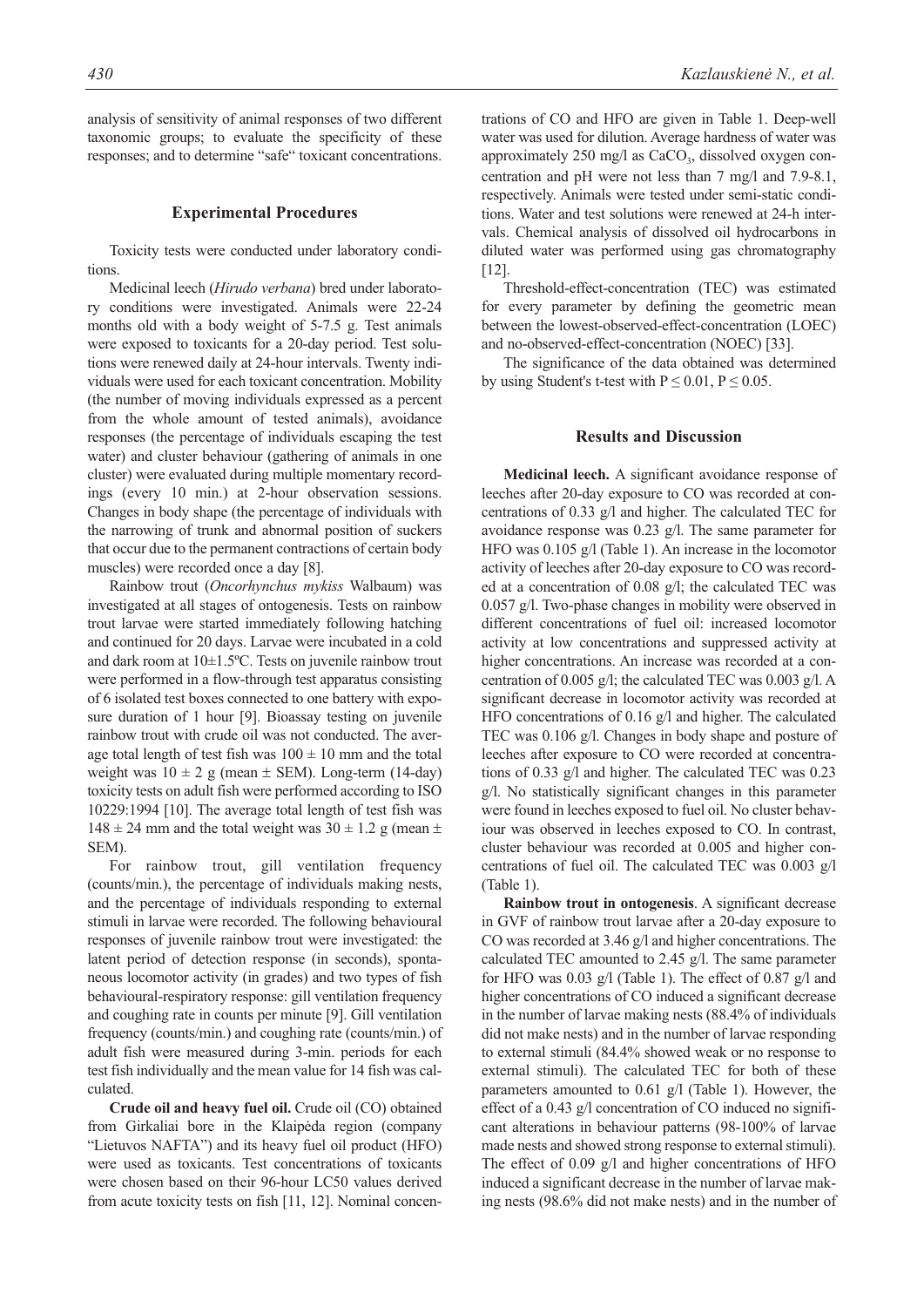analysis of sensitivity of animal responses of two different taxonomic groups; to evaluate the specificity of these responses; and to determine "safe" toxicant concentrations.

## Experimental Procedures

Toxicity tests were conducted under laboratory conditions.

Medicinal leech (*Hirudo verbana*) bred under laboratory conditions were investigated. Animals were 22-24 months old with a body weight of 5-7.5 g. Test animals were exposed to toxicants for a 20-day period. Test solutions were renewed daily at 24-hour intervals. Twenty individuals were used for each toxicant concentration. Mobility (the number of moving individuals expressed as a percent from the whole amount of tested animals), avoidance responses (the percentage of individuals escaping the test water) and cluster behaviour (gathering of animals in one cluster) were evaluated during multiple momentary recordings (every 10 min.) at 2-hour observation sessions. Changes in body shape (the percentage of individuals with the narrowing of trunk and abnormal position of suckers that occur due to the permanent contractions of certain body muscles) were recorded once a day [8].

Rainbow trout (*Oncorhynchus mykiss* Walbaum) was investigated at all stages of ontogenesis. Tests on rainbow trout larvae were started immediately following hatching and continued for 20 days. Larvae were incubated in a cold and dark room at 10±1.5ºC. Tests on juvenile rainbow trout were performed in a flow-through test apparatus consisting of 6 isolated test boxes connected to one battery with exposure duration of 1 hour [9]. Bioassay testing on juvenile rainbow trout with crude oil was not conducted. The average total length of test fish was $100 \pm 10$ mm and the total weight was $10 \pm 2$ g (mean ± SEM). Long-term (14-day) toxicity tests on adult fish were performed according to ISO 10229:1994 [10]. The average total length of test fish was $148 \pm 24$ mm and the total weight was $30 \pm 1.2$ g (mean ± SEM).

For rainbow trout, gill ventilation frequency (counts/min.), the percentage of individuals making nests, and the percentage of individuals responding to external stimuli in larvae were recorded. The following behavioural responses of juvenile rainbow trout were investigated: the latent period of detection response (in seconds), spontaneous locomotor activity (in grades) and two types of fish behavioural-respiratory response: gill ventilation frequency and coughing rate in counts per minute [9]. Gill ventilation frequency (counts/min.) and coughing rate (counts/min.) of adult fish were measured during 3-min. periods for each test fish individually and the mean value for 14 fish was calculated.

**Crude oil and heavy fuel oil.** Crude oil (CO) obtained from Girkaliai bore in the Klaipėda region (company "Lietuvos NAFTA") and its heavy fuel oil product (HFO) were used as toxicants. Test concentrations of toxicants were chosen based on their 96-hour LC50 values derived from acute toxicity tests on fish [11, 12]. Nominal concentrations of CO and HFO are given in Table 1. Deep-well water was used for dilution. Average hardness of water was approximately 250 mg/l as $CaCO_3$, dissolved oxygen concentration and pH were not less than 7 mg/l and 7.9-8.1, respectively. Animals were tested under semi-static conditions. Water and test solutions were renewed at 24-h intervals. Chemical analysis of dissolved oil hydrocarbons in diluted water was performed using gas chromatography [12].

Threshold-effect-concentration (TEC) was estimated for every parameter by defining the geometric mean between the lowest-observed-effect-concentration (LOEC) and no-observed-effect-concentration (NOEC) [33].

The significance of the data obtained was determined by using Student's t-test with $P \leq 0.01$, $P \leq 0.05$.

## Results and Discussion

**Medicinal leech.** A significant avoidance response of leeches after 20-day exposure to CO was recorded at concentrations of 0.33 g/l and higher. The calculated TEC for avoidance response was 0.23 g/l. The same parameter for HFO was 0.105 g/l (Table 1). An increase in the locomotor activity of leeches after 20-day exposure to CO was recorded at a concentration of 0.08 g/l; the calculated TEC was 0.057 g/l. Two-phase changes in mobility were observed in different concentrations of fuel oil: increased locomotor activity at low concentrations and suppressed activity at higher concentrations. An increase was recorded at a concentration of 0.005 g/l; the calculated TEC was 0.003 g/l. A significant decrease in locomotor activity was recorded at HFO concentrations of 0.16 g/l and higher. The calculated TEC was 0.106 g/l. Changes in body shape and posture of leeches after exposure to CO were recorded at concentrations of 0.33 g/l and higher. The calculated TEC was 0.23 g/l. No statistically significant changes in this parameter were found in leeches exposed to fuel oil. No cluster behaviour was observed in leeches exposed to CO. In contrast, cluster behaviour was recorded at 0.005 and higher concentrations of fuel oil. The calculated TEC was 0.003 g/l (Table 1).

**Rainbow trout in ontogenesis**. A significant decrease in GVF of rainbow trout larvae after a 20-day exposure to CO was recorded at 3.46 g/l and higher concentrations. The calculated TEC amounted to 2.45 g/l. The same parameter for HFO was 0.03 g/l (Table 1). The effect of 0.87 g/l and higher concentrations of CO induced a significant decrease in the number of larvae making nests (88.4% of individuals did not make nests) and in the number of larvae responding to external stimuli (84.4% showed weak or no response to external stimuli). The calculated TEC for both of these parameters amounted to 0.61 g/l (Table 1). However, the effect of a 0.43 g/l concentration of CO induced no significant alterations in behaviour patterns (98-100% of larvae made nests and showed strong response to external stimuli). The effect of 0.09 g/l and higher concentrations of HFO induced a significant decrease in the number of larvae making nests (98.6% did not make nests) and in the number of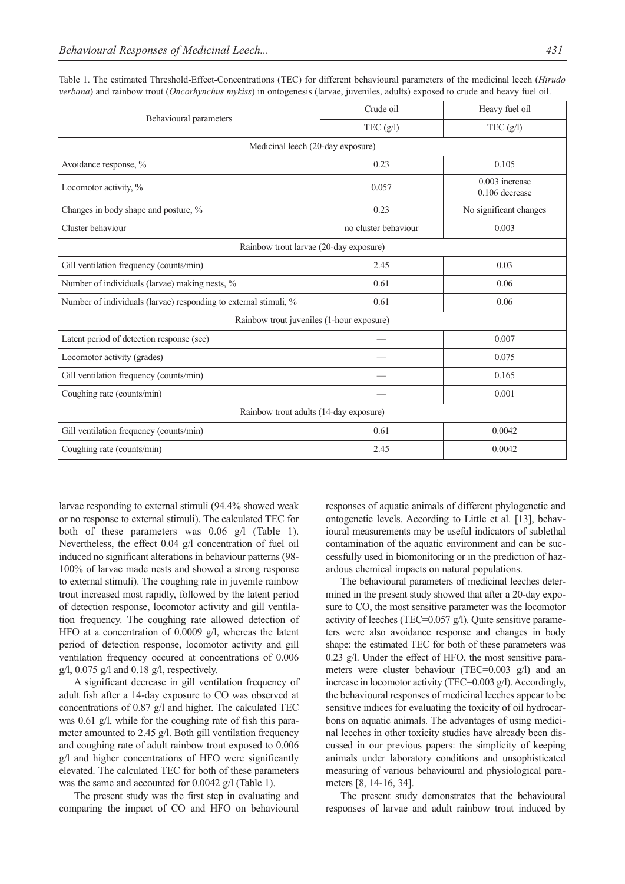Table 1. The estimated Threshold-Effect-Concentrations (TEC) for different behavioural parameters of the medicinal leech (*Hirudo verbana*) and rainbow trout (*Oncorhynchus mykiss*) in ontogenesis (larvae, juveniles, adults) exposed to crude and heavy fuel oil.

| Behavioural parameters | Crude oil | Heavy fuel oil |
|---|---|---|
| | TEC (g/l) | TEC (g/l) |
| Medicinal leech (20-day exposure) | | |
| Avoidance response, % | 0.23 | 0.105 |
| Locomotor activity, % | 0.057 | 0.003 increase<br>0.106 decrease |
| Changes in body shape and posture, % | 0.23 | No significant changes |
| Cluster behaviour | no cluster behaviour | 0.003 |
| Rainbow trout larvae (20-day exposure) | | |
| Gill ventilation frequency (counts/min) | 2.45 | 0.03 |
| Number of individuals (larvae) making nests, % | 0.61 | 0.06 |
| Number of individuals (larvae) responding to external stimuli, % | 0.61 | 0.06 |
| Rainbow trout juveniles (1-hour exposure) | | |
| Latent period of detection response (sec) | — | 0.007 |
| Locomotor activity (grades) | — | 0.075 |
| Gill ventilation frequency (counts/min) | — | 0.165 |
| Coughing rate (counts/min) | — | 0.001 |
| Rainbow trout adults (14-day exposure) | | |
| Gill ventilation frequency (counts/min) | 0.61 | 0.0042 |
| Coughing rate (counts/min) | 2.45 | 0.0042 |

larvae responding to external stimuli (94.4% showed weak or no response to external stimuli). The calculated TEC for both of these parameters was 0.06 g/l (Table 1). Nevertheless, the effect 0.04 g/l concentration of fuel oil induced no significant alterations in behaviour patterns (98-100% of larvae made nests and showed a strong response to external stimuli). The coughing rate in juvenile rainbow trout increased most rapidly, followed by the latent period of detection response, locomotor activity and gill ventilation frequency. The coughing rate allowed detection of HFO at a concentration of 0.0009 g/l, whereas the latent period of detection response, locomotor activity and gill ventilation frequency occured at concentrations of 0.006 g/l, 0.075 g/l and 0.18 g/l, respectively.

A significant decrease in gill ventilation frequency of adult fish after a 14-day exposure to CO was observed at concentrations of 0.87 g/l and higher. The calculated TEC was 0.61 g/l, while for the coughing rate of fish this parameter amounted to 2.45 g/l. Both gill ventilation frequency and coughing rate of adult rainbow trout exposed to 0.006 g/l and higher concentrations of HFO were significantly elevated. The calculated TEC for both of these parameters was the same and accounted for 0.0042 g/l (Table 1).

The present study was the first step in evaluating and comparing the impact of CO and HFO on behavioural responses of aquatic animals of different phylogenetic and ontogenetic levels. According to Little et al. [13], behavioural measurements may be useful indicators of sublethal contamination of the aquatic environment and can be successfully used in biomonitoring or in the prediction of hazardous chemical impacts on natural populations.

The behavioural parameters of medicinal leeches determined in the present study showed that after a 20-day exposure to CO, the most sensitive parameter was the locomotor activity of leeches (TEC=0.057 g/l). Quite sensitive parameters were also avoidance response and changes in body shape: the estimated TEC for both of these parameters was 0.23 g/l. Under the effect of HFO, the most sensitive parameters were cluster behaviour (TEC=0.003 g/l) and an increase in locomotor activity (TEC=0.003 g/l). Accordingly, the behavioural responses of medicinal leeches appear to be sensitive indices for evaluating the toxicity of oil hydrocarbons on aquatic animals. The advantages of using medicinal leeches in other toxicity studies have already been discussed in our previous papers: the simplicity of keeping animals under laboratory conditions and unsophisticated measuring of various behavioural and physiological parameters [8, 14-16, 34].

The present study demonstrates that the behavioural responses of larvae and adult rainbow trout induced by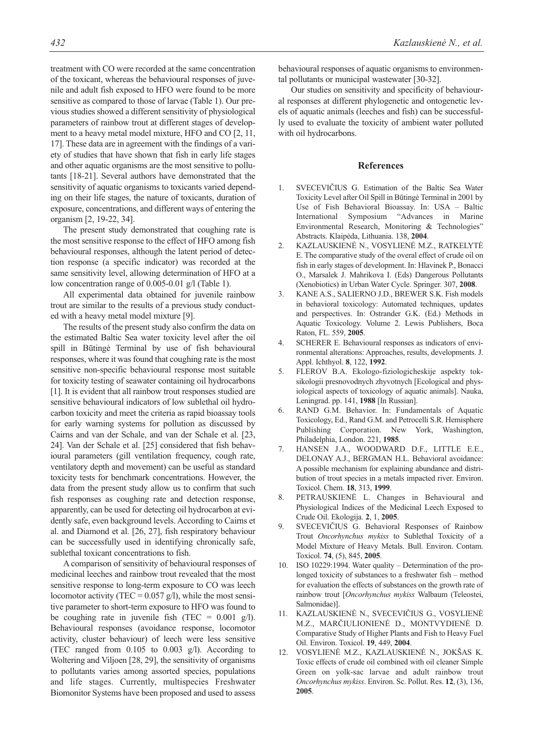treatment with CO were recorded at the same concentration of the toxicant, whereas the behavioural responses of juvenile and adult fish exposed to HFO were found to be more sensitive as compared to those of larvae (Table 1). Our previous studies showed a different sensitivity of physiological parameters of rainbow trout at different stages of development to a heavy metal model mixture, HFO and CO [2, 11, 17]. These data are in agreement with the findings of a variety of studies that have shown that fish in early life stages and other aquatic organisms are the most sensitive to pollutants [18-21]. Several authors have demonstrated that the sensitivity of aquatic organisms to toxicants varied depending on their life stages, the nature of toxicants, duration of exposure, concentrations, and different ways of entering the organism [2, 19-22, 34].

The present study demonstrated that coughing rate is the most sensitive response to the effect of HFO among fish behavioural responses, although the latent period of detection response (a specific indicator) was recorded at the same sensitivity level, allowing determination of HFO at a low concentration range of 0.005-0.01 g/l (Table 1).

All experimental data obtained for juvenile rainbow trout are similar to the results of a previous study conducted with a heavy metal model mixture [9].

The results of the present study also confirm the data on the estimated Baltic Sea water toxicity level after the oil spill in Būtingė Terminal by use of fish behavioural responses, where it was found that coughing rate is the most sensitive non-specific behavioural response most suitable for toxicity testing of seawater containing oil hydrocarbons [1]. It is evident that all rainbow trout responses studied are sensitive behavioural indicators of low sublethal oil hydrocarbon toxicity and meet the criteria as rapid bioassay tools for early warning systems for pollution as discussed by Cairns and van der Schale, and van der Schale et al. [23, 24]. Van der Schale et al. [25] considered that fish behavioural parameters (gill ventilation frequency, cough rate, ventilatory depth and movement) can be useful as standard toxicity tests for benchmark concentrations. However, the data from the present study allow us to confirm that such fish responses as coughing rate and detection response, apparently, can be used for detecting oil hydrocarbon at evidently safe, even background levels. According to Cairns et al. and Diamond et al. [26, 27], fish respiratory behaviour can be successfully used in identifying chronically safe, sublethal toxicant concentrations to fish.

A comparison of sensitivity of behavioural responses of medicinal leeches and rainbow trout revealed that the most sensitive response to long-term exposure to CO was leech locomotor activity (TEC = 0.057 g/l), while the most sensitive parameter to short-term exposure to HFO was found to be coughing rate in juvenile fish (TEC = 0.001 g/l). Behavioural responses (avoidance response, locomotor activity, cluster behaviour) of leech were less sensitive (TEC ranged from 0.105 to 0.003 g/l). According to Woltering and Viljoen [28, 29], the sensitivity of organisms to pollutants varies among assorted species, populations and life stages. Currently, multispecies Freshwater Biomonitor Systems have been proposed and used to assess behavioural responses of aquatic organisms to environmental pollutants or municipal wastewater [30-32].

Our studies on sensitivity and specificity of behavioural responses at different phylogenetic and ontogenetic levels of aquatic animals (leeches and fish) can be successfully used to evaluate the toxicity of ambient water polluted with oil hydrocarbons.

## References

1. SVECEVIČIUS G. Estimation of the Baltic Sea Water Toxicity Level after Oil Spill in Būtingė Terminal in 2001 by Use of Fish Behavioral Bioassay. In: USA – Baltic International Symposium "Advances in Marine Environmental Research, Monitoring & Technologies" Abstracts. Klaipėda, Lithuania. 138, **2004**.
2. KAZLAUSKIENĖ N., VOSYLIENĖ M.Z., RATKELYTĖ E. The comparative study of the overal effect of crude oil on fish in early stages of development. In: Hlavinek P., Bonacci O., Marsalek J. Mahrikova I. (Eds) Dangerous Pollutants (Xenobiotics) in Urban Water Cycle. Springer. 307, **2008**.
3. KANE A.S., SALIERNO J.D., BREWER S.K. Fish models in behavioral toxicology: Automated techniques, updates and perspectives. In: Ostrander G.K. (Ed.) Methods in Aquatic Toxicology. Volume 2. Lewis Publishers, Boca Raton, FL. 559, **2005**.
4. SCHERER E. Behavioural responses as indicators of environmental alterations: Approaches, results, developments. J. Appl. Ichthyol. **8**, 122, **1992**.
5. FLEROV B.A. Ekologo-fiziologicheskije aspekty toksikologii presnovodnych zhyvotnych [Ecological and physiological aspects of toxicology of aquatic animals]. Nauka, Leningrad. pp. 141, **1988** [In Russian].
6. RAND G.M. Behavior. In: Fundamentals of Aquatic Toxicology, Ed., Rand G.M. and Petrocelli S.R. Hemisphere Publishing Corporation. New York, Washington, Philadelphia, London. 221, **1985**.
7. HANSEN J.A., WOODWARD D.F., LITTLE E.E., DELONAY A.J., BERGMAN H.L. Behavioral avoidance: A possible mechanism for explaining abundance and distribution of trout species in a metals impacted river. Environ. Toxicol. Chem. **18**, 313, **1999**.
8. PETRAUSKIENĖ L. Changes in Behavioural and Physiological Indices of the Medicinal Leech Exposed to Crude Oil. Ekologija. **2**, 1, **2005**.
9. SVECEVIČIUS G. Behavioral Responses of Rainbow Trout *Oncorhynchus mykiss* to Sublethal Toxicity of a Model Mixture of Heavy Metals. Bull. Environ. Contam. Toxicol. **74**, (5), 845, **2005**.
10. ISO 10229:1994. Water quality – Determination of the prolonged toxicity of substances to a freshwater fish – method for evaluation the effects of substances on the growth rate of rainbow trout [*Oncorhynchus mykiss* Walbaum (Teleostei, Salmonidae)].
11. KAZLAUSKIENĖ N., SVECEVIČIUS G., VOSYLIENĖ M.Z., MARČIULIONIENĖ D., MONTVYDIENĖ D. Comparative Study of Higher Plants and Fish to Heavy Fuel Oil. Environ. Toxicol. **19**, 449, **2004**.
12. VOSYLIENĖ M.Z., KAZLAUSKIENĖ N., JOKŠAS K. Toxic effects of crude oil combined with oil cleaner Simple Green on yolk-sac larvae and adult rainbow trout *Oncorhynchus mykiss*. Environ. Sc. Pollut. Res. **12**, (3), 136, **2005**.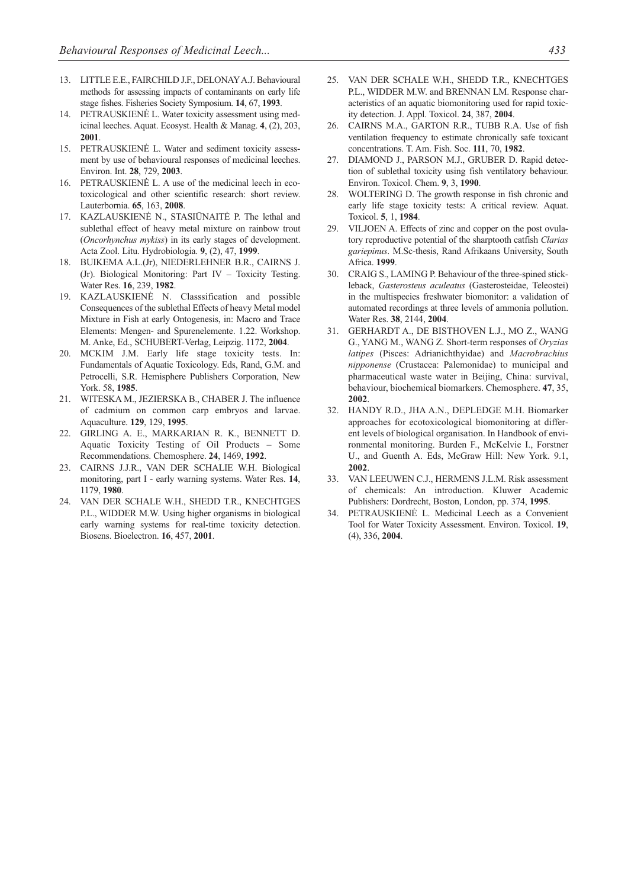13. LITTLE E.E., FAIRCHILD J.F., DELONAY A.J. Behavioural methods for assessing impacts of contaminants on early life stage fishes. Fisheries Society Symposium. **14**, 67, **1993**.
14. PETRAUSKIENĖ L. Water toxicity assessment using medicinal leeches. Aquat. Ecosyst. Health & Manag. **4**, (2), 203, **2001**.
15. PETRAUSKIENĖ L. Water and sediment toxicity assessment by use of behavioural responses of medicinal leeches. Environ. Int. **28**, 729, **2003**.
16. PETRAUSKIENĖ L. A use of the medicinal leech in ecotoxicological and other scientific research: short review. Lauterbornia. **65**, 163, **2008**.
17. KAZLAUSKIENĖ N., STASIŪNAITĖ P. The lethal and sublethal effect of heavy metal mixture on rainbow trout (*Oncorhynchus mykiss*) in its early stages of development. Acta Zool. Litu. Hydrobiologia. **9**, (2), 47, **1999**.
18. BUIKEMA A.L.(Jr), NIEDERLEHNER B.R., CAIRNS J. (Jr). Biological Monitoring: Part IV – Toxicity Testing. Water Res. **16**, 239, **1982**.
19. KAZLAUSKIENĖ N. Classsification and possible Consequences of the sublethal Effects of heavy Metal model Mixture in Fish at early Ontogenesis, in: Macro and Trace Elements: Mengen- and Spurenelemente. 1.22. Workshop. M. Anke, Ed., SCHUBERT-Verlag, Leipzig. 1172, **2004**.
20. MCKIM J.M. Early life stage toxicity tests. In: Fundamentals of Aquatic Toxicology. Eds, Rand, G.M. and Petrocelli, S.R. Hemisphere Publishers Corporation, New York. 58, **1985**.
21. WITESKA M., JEZIERSKA B., CHABER J. The influence of cadmium on common carp embryos and larvae. Aquaculture. **129**, 129, **1995**.
22. GIRLING A. E., MARKARIAN R. K., BENNETT D. Aquatic Toxicity Testing of Oil Products – Some Recommendations. Chemosphere. **24**, 1469, **1992**.
23. CAIRNS J.J.R., VAN DER SCHALIE W.H. Biological monitoring, part I - early warning systems. Water Res. **14**, 1179, **1980**.
24. VAN DER SCHALE W.H., SHEDD T.R., KNECHTGES P.L., WIDDER M.W. Using higher organisms in biological early warning systems for real-time toxicity detection. Biosens. Bioelectron. **16**, 457, **2001**.
25. VAN DER SCHALE W.H., SHEDD T.R., KNECHTGES P.L., WIDDER M.W. and BRENNAN LM. Response characteristics of an aquatic biomonitoring used for rapid toxicity detection. J. Appl. Toxicol. **24**, 387, **2004**.
26. CAIRNS M.A., GARTON R.R., TUBB R.A. Use of fish ventilation frequency to estimate chronically safe toxicant concentrations. T. Am. Fish. Soc. **111**, 70, **1982**.
27. DIAMOND J., PARSON M.J., GRUBER D. Rapid detection of sublethal toxicity using fish ventilatory behaviour. Environ. Toxicol. Chem. **9**, 3, **1990**.
28. WOLTERING D. The growth response in fish chronic and early life stage toxicity tests: A critical review. Aquat. Toxicol. **5**, 1, **1984**.
29. VILJOEN A. Effects of zinc and copper on the post ovulatory reproductive potential of the sharptooth catfish *Clarias gariepinus*. M.Sc-thesis, Rand Afrikaans University, South Africa. **1999**.
30. CRAIG S., LAMING P. Behaviour of the three-spined stickleback, *Gasterosteus aculeatus* (Gasterosteidae, Teleostei) in the multispecies freshwater biomonitor: a validation of automated recordings at three levels of ammonia pollution. Water Res. **38**, 2144, **2004**.
31. GERHARDT A., DE BISTHOVEN L.J., MO Z., WANG G., YANG M., WANG Z. Short-term responses of *Oryzias latipes* (Pisces: Adrianichthyidae) and *Macrobrachius nipponense* (Crustacea: Palemonidae) to municipal and pharmaceutical waste water in Beijing, China: survival, behaviour, biochemical biomarkers. Chemosphere. **47**, 35, **2002**.
32. HANDY R.D., JHA A.N., DEPLEDGE M.H. Biomarker approaches for ecotoxicological biomonitoring at different levels of biological organisation. In Handbook of environmental monitoring. Burden F., McKelvie I., Forstner U., and Guenth A. Eds, McGraw Hill: New York. 9.1, **2002**.
33. VAN LEEUWEN C.J., HERMENS J.L.M. Risk assessment of chemicals: An introduction. Kluwer Academic Publishers: Dordrecht, Boston, London, pp. 374, **1995**.
34. PETRAUSKIENĖ L. Medicinal Leech as a Convenient Tool for Water Toxicity Assessment. Environ. Toxicol. **19**, (4), 336, **2004**.